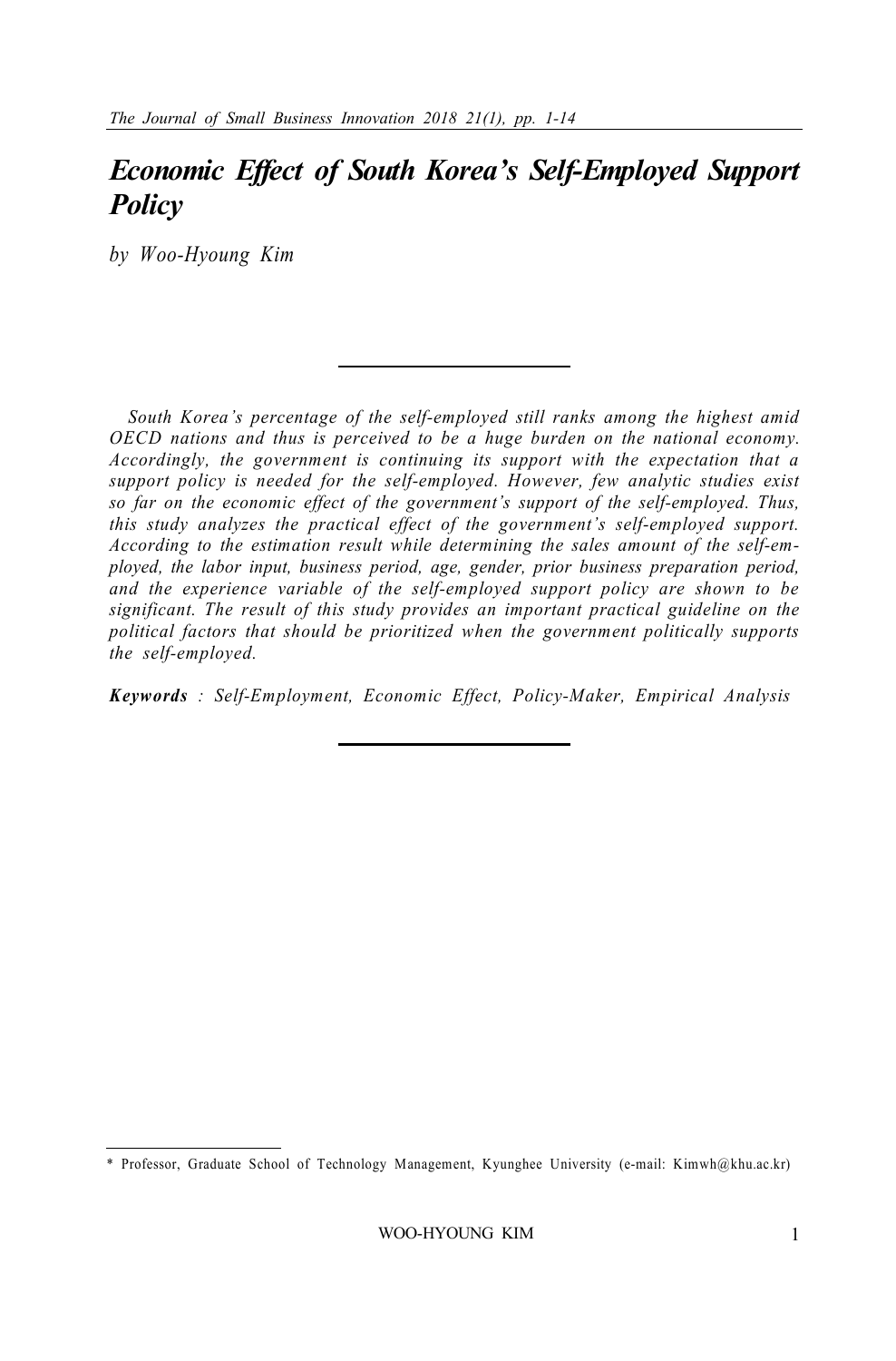# *Economic Effect of South Korea's Self-Employed Support Policy*

*by Woo-Hyoung Kim*

---

*South Korea's percentage of the self-employed still ranks among the highest amid OECD nations and thus is perceived to be a huge burden on the national economy. Accordingly, the government is continuing its support with the expectation that a support policy is needed for the self-employed. However, few analytic studies exist so far on the economic effect of the government's support of the self-employed. Thus, this study analyzes the practical effect of the government's self-employed support. According to the estimation result while determining the sales amount of the self-employed, the labor input, business period, age, gender, prior business preparation period, and the experience variable of the self-employed support policy are shown to be significant. The result of this study provides an important practical guideline on the political factors that should be prioritized when the government politically supports the self-employed.*

***Keywords*** *: Self-Employment, Economic Effect, Policy-Maker, Empirical Analysis*

---

\* Professor, Graduate School of Technology Management, Kyunghee University (e-mail: Kimwh@khu.ac.kr)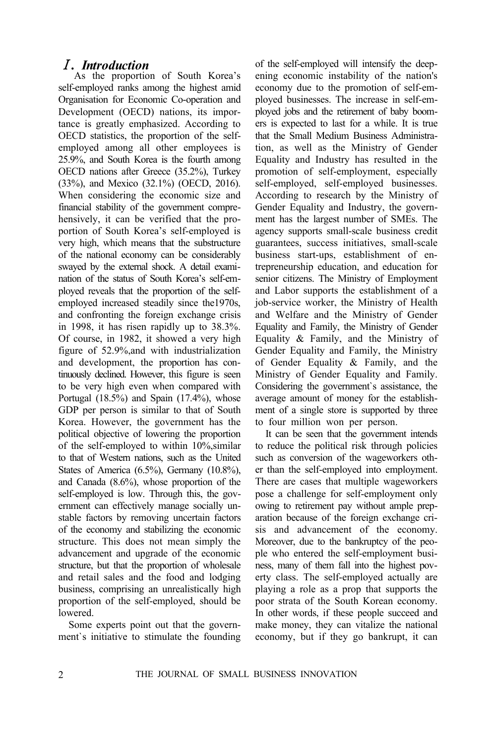# Ⅰ. *Introduction*

As the proportion of South Korea's self-employed ranks among the highest amid Organisation for Economic Co-operation and Development (OECD) nations, its importance is greatly emphasized. According to OECD statistics, the proportion of the self-employed among all other employees is 25.9%, and South Korea is the fourth among OECD nations after Greece (35.2%), Turkey (33%), and Mexico (32.1%) (OECD, 2016). When considering the economic size and financial stability of the government comprehensively, it can be verified that the proportion of South Korea's self-employed is very high, which means that the substructure of the national economy can be considerably swayed by the external shock. A detail examination of the status of South Korea's self-employed reveals that the proportion of the self-employed increased steadily since the1970s, and confronting the foreign exchange crisis in 1998, it has risen rapidly up to 38.3%. Of course, in 1982, it showed a very high figure of 52.9%,and with industrialization and development, the proportion has continuously declined. However, this figure is seen to be very high even when compared with Portugal (18.5%) and Spain (17.4%), whose GDP per person is similar to that of South Korea. However, the government has the political objective of lowering the proportion of the self-employed to within 10%,similar to that of Western nations, such as the United States of America (6.5%), Germany (10.8%), and Canada (8.6%), whose proportion of the self-employed is low. Through this, the government can effectively manage socially unstable factors by removing uncertain factors of the economy and stabilizing the economic structure. This does not mean simply the advancement and upgrade of the economic structure, but that the proportion of wholesale and retail sales and the food and lodging business, comprising an unrealistically high proportion of the self-employed, should be lowered.

Some experts point out that the government`s initiative to stimulate the founding of the self-employed will intensify the deepening economic instability of the nation's economy due to the promotion of self-employed businesses. The increase in self-employed jobs and the retirement of baby boomers is expected to last for a while. It is true that the Small Medium Business Administration, as well as the Ministry of Gender Equality and Industry has resulted in the promotion of self-employment, especially self-employed, self-employed businesses. According to research by the Ministry of Gender Equality and Industry, the government has the largest number of SMEs. The agency supports small-scale business credit guarantees, success initiatives, small-scale business start-ups, establishment of entrepreneurship education, and education for senior citizens. The Ministry of Employment and Labor supports the establishment of a job-service worker, the Ministry of Health and Welfare and the Ministry of Gender Equality and Family, the Ministry of Gender Equality & Family, and the Ministry of Gender Equality and Family, the Ministry of Gender Equality & Family, and the Ministry of Gender Equality and Family. Considering the government`s assistance, the average amount of money for the establishment of a single store is supported by three to four million won per person.

It can be seen that the government intends to reduce the political risk through policies such as conversion of the wageworkers other than the self-employed into employment. There are cases that multiple wageworkers pose a challenge for self-employment only owing to retirement pay without ample preparation because of the foreign exchange crisis and advancement of the economy. Moreover, due to the bankruptcy of the people who entered the self-employment business, many of them fall into the highest poverty class. The self-employed actually are playing a role as a prop that supports the poor strata of the South Korean economy. In other words, if these people succeed and make money, they can vitalize the national economy, but if they go bankrupt, it can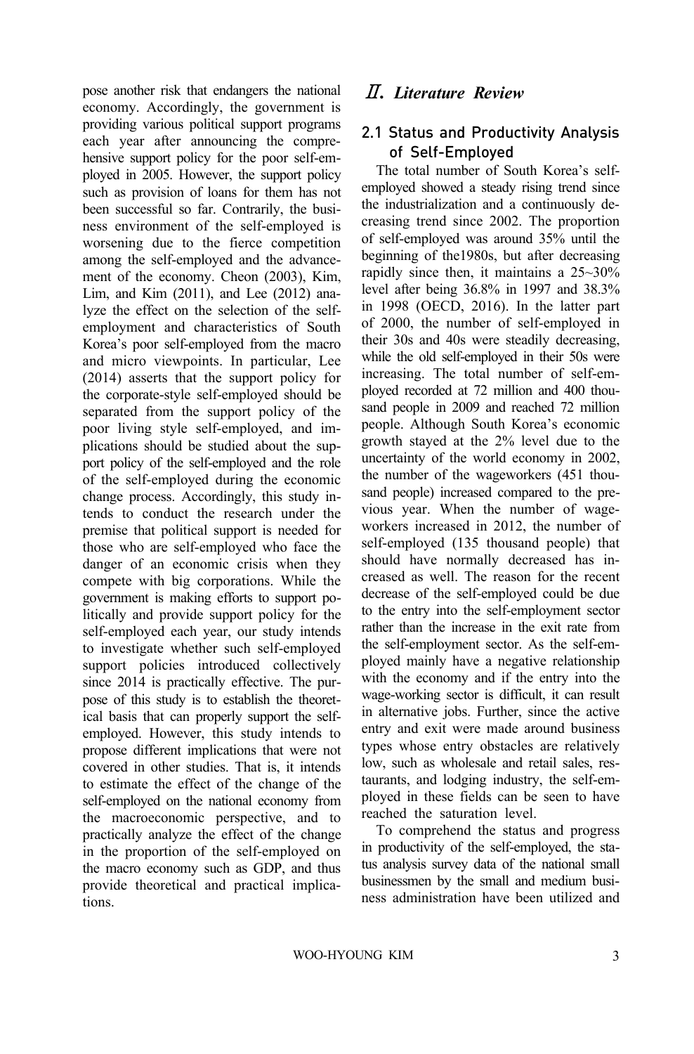pose another risk that endangers the national economy. Accordingly, the government is providing various political support programs each year after announcing the comprehensive support policy for the poor self-employed in 2005. However, the support policy such as provision of loans for them has not been successful so far. Contrarily, the business environment of the self-employed is worsening due to the fierce competition among the self-employed and the advancement of the economy. Cheon (2003), Kim, Lim, and Kim (2011), and Lee (2012) analyze the effect on the selection of the self-employment and characteristics of South Korea's poor self-employed from the macro and micro viewpoints. In particular, Lee (2014) asserts that the support policy for the corporate-style self-employed should be separated from the support policy of the poor living style self-employed, and implications should be studied about the support policy of the self-employed and the role of the self-employed during the economic change process. Accordingly, this study intends to conduct the research under the premise that political support is needed for those who are self-employed who face the danger of an economic crisis when they compete with big corporations. While the government is making efforts to support politically and provide support policy for the self-employed each year, our study intends to investigate whether such self-employed support policies introduced collectively since 2014 is practically effective. The purpose of this study is to establish the theoretical basis that can properly support the self-employed. However, this study intends to propose different implications that were not covered in other studies. That is, it intends to estimate the effect of the change of the self-employed on the national economy from the macroeconomic perspective, and to practically analyze the effect of the change in the proportion of the self-employed on the macro economy such as GDP, and thus provide theoretical and practical implications.

# *Ⅱ. Literature Review*

## 2.1 Status and Productivity Analysis of Self-Employed

The total number of South Korea's self-employed showed a steady rising trend since the industrialization and a continuously decreasing trend since 2002. The proportion of self-employed was around 35% until the beginning of the1980s, but after decreasing rapidly since then, it maintains a 25~30% level after being 36.8% in 1997 and 38.3% in 1998 (OECD, 2016). In the latter part of 2000, the number of self-employed in their 30s and 40s were steadily decreasing, while the old self-employed in their 50s were increasing. The total number of self-employed recorded at 72 million and 400 thousand people in 2009 and reached 72 million people. Although South Korea's economic growth stayed at the 2% level due to the uncertainty of the world economy in 2002, the number of the wageworkers (451 thousand people) increased compared to the previous year. When the number of wageworkers increased in 2012, the number of self-employed (135 thousand people) that should have normally decreased has increased as well. The reason for the recent decrease of the self-employed could be due to the entry into the self-employment sector rather than the increase in the exit rate from the self-employment sector. As the self-employed mainly have a negative relationship with the economy and if the entry into the wage-working sector is difficult, it can result in alternative jobs. Further, since the active entry and exit were made around business types whose entry obstacles are relatively low, such as wholesale and retail sales, restaurants, and lodging industry, the self-employed in these fields can be seen to have reached the saturation level.

To comprehend the status and progress in productivity of the self-employed, the status analysis survey data of the national small businessmen by the small and medium business administration have been utilized and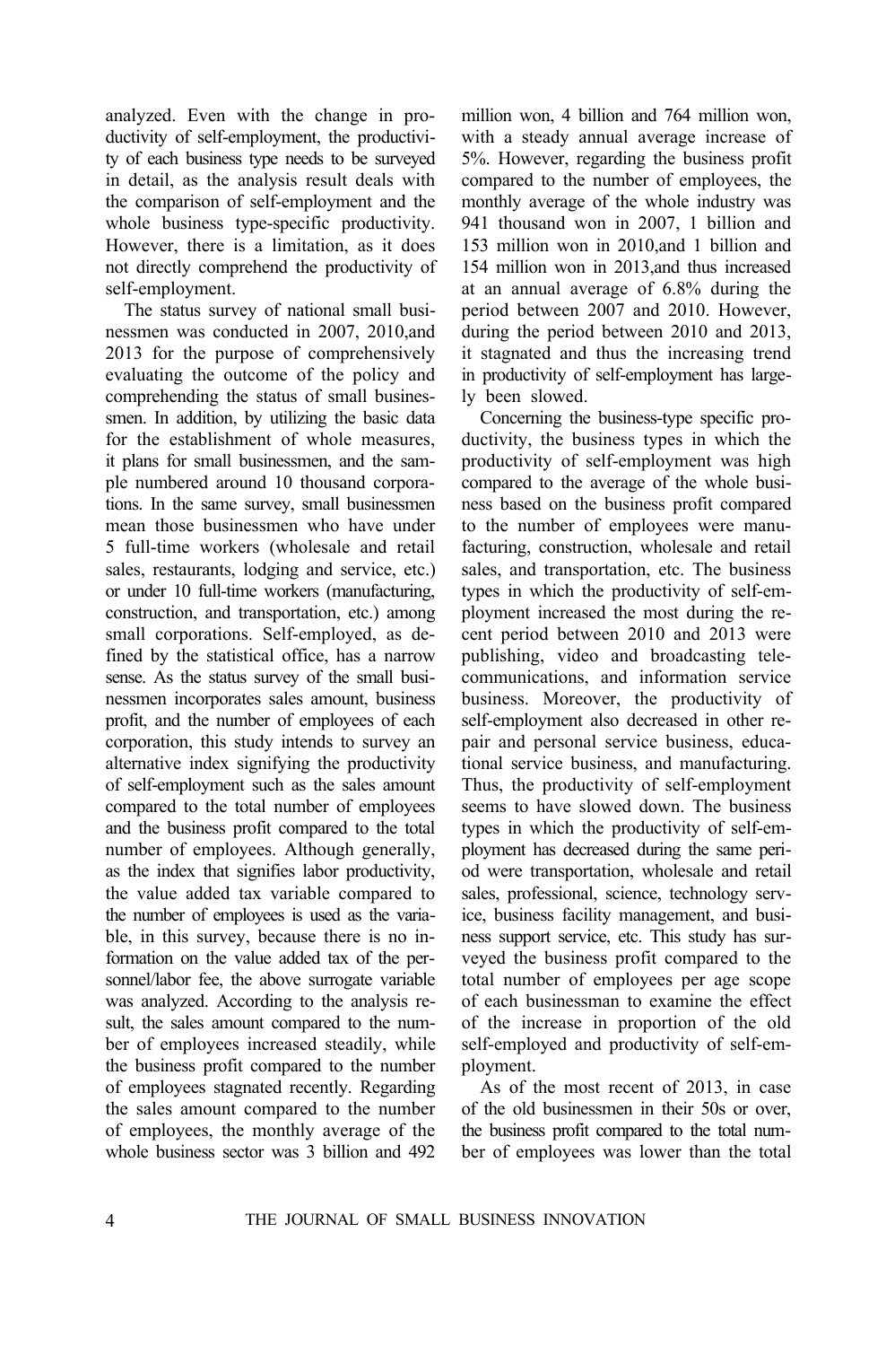analyzed. Even with the change in productivity of self-employment, the productivity of each business type needs to be surveyed in detail, as the analysis result deals with the comparison of self-employment and the whole business type-specific productivity. However, there is a limitation, as it does not directly comprehend the productivity of self-employment.

The status survey of national small businessmen was conducted in 2007, 2010,and 2013 for the purpose of comprehensively evaluating the outcome of the policy and comprehending the status of small businessmen. In addition, by utilizing the basic data for the establishment of whole measures, it plans for small businessmen, and the sample numbered around 10 thousand corporations. In the same survey, small businessmen mean those businessmen who have under 5 full-time workers (wholesale and retail sales, restaurants, lodging and service, etc.) or under 10 full-time workers (manufacturing, construction, and transportation, etc.) among small corporations. Self-employed, as defined by the statistical office, has a narrow sense. As the status survey of the small businessmen incorporates sales amount, business profit, and the number of employees of each corporation, this study intends to survey an alternative index signifying the productivity of self-employment such as the sales amount compared to the total number of employees and the business profit compared to the total number of employees. Although generally, as the index that signifies labor productivity, the value added tax variable compared to the number of employees is used as the variable, in this survey, because there is no information on the value added tax of the personnel/labor fee, the above surrogate variable was analyzed. According to the analysis result, the sales amount compared to the number of employees increased steadily, while the business profit compared to the number of employees stagnated recently. Regarding the sales amount compared to the number of employees, the monthly average of the whole business sector was 3 billion and 492 million won, 4 billion and 764 million won, with a steady annual average increase of 5%. However, regarding the business profit compared to the number of employees, the monthly average of the whole industry was 941 thousand won in 2007, 1 billion and 153 million won in 2010,and 1 billion and 154 million won in 2013,and thus increased at an annual average of 6.8% during the period between 2007 and 2010. However, during the period between 2010 and 2013, it stagnated and thus the increasing trend in productivity of self-employment has largely been slowed.

Concerning the business-type specific productivity, the business types in which the productivity of self-employment was high compared to the average of the whole business based on the business profit compared to the number of employees were manufacturing, construction, wholesale and retail sales, and transportation, etc. The business types in which the productivity of self-employment increased the most during the recent period between 2010 and 2013 were publishing, video and broadcasting telecommunications, and information service business. Moreover, the productivity of self-employment also decreased in other repair and personal service business, educational service business, and manufacturing. Thus, the productivity of self-employment seems to have slowed down. The business types in which the productivity of self-employment has decreased during the same period were transportation, wholesale and retail sales, professional, science, technology service, business facility management, and business support service, etc. This study has surveyed the business profit compared to the total number of employees per age scope of each businessman to examine the effect of the increase in proportion of the old self-employed and productivity of self-employment.

As of the most recent of 2013, in case of the old businessmen in their 50s or over, the business profit compared to the total number of employees was lower than the total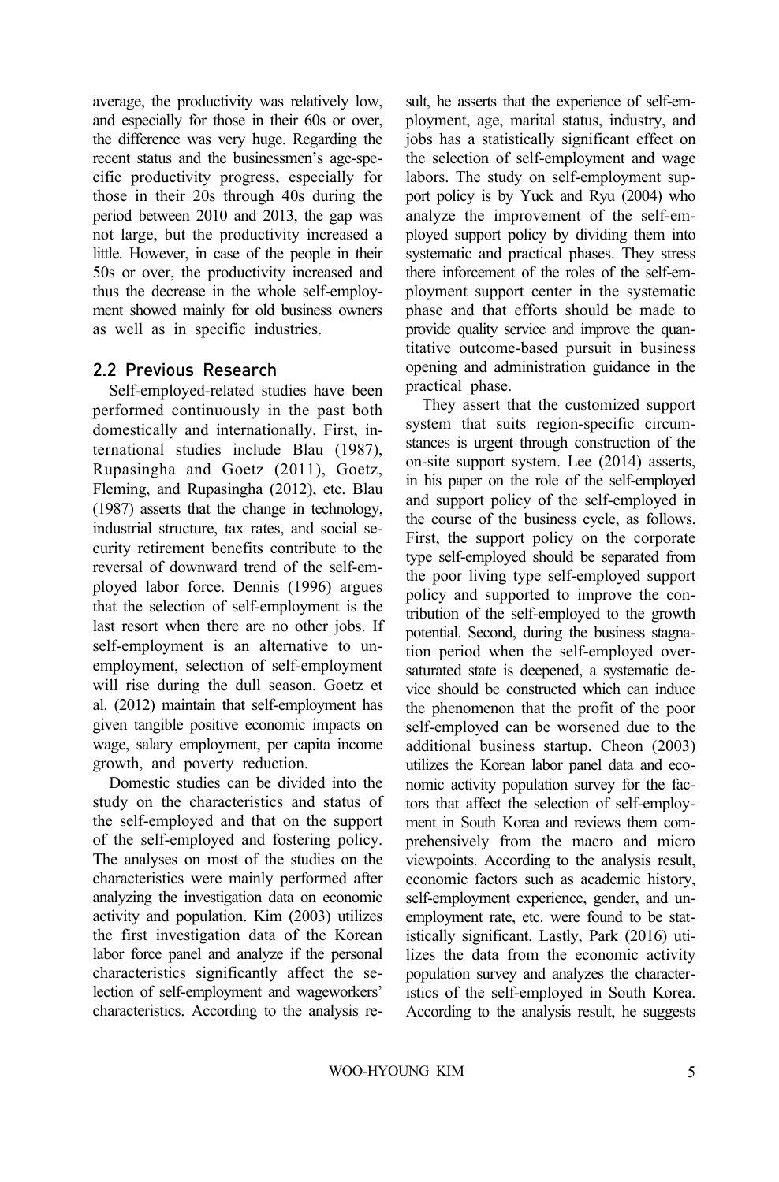average, the productivity was relatively low, and especially for those in their 60s or over, the difference was very huge. Regarding the recent status and the businessmen's age-specific productivity progress, especially for those in their 20s through 40s during the period between 2010 and 2013, the gap was not large, but the productivity increased a little. However, in case of the people in their 50s or over, the productivity increased and thus the decrease in the whole self-employment showed mainly for old business owners as well as in specific industries.

## 2.2 Previous Research

Self-employed-related studies have been performed continuously in the past both domestically and internationally. First, international studies include Blau (1987), Rupasingha and Goetz (2011), Goetz, Fleming, and Rupasingha (2012), etc. Blau (1987) asserts that the change in technology, industrial structure, tax rates, and social security retirement benefits contribute to the reversal of downward trend of the self-employed labor force. Dennis (1996) argues that the selection of self-employment is the last resort when there are no other jobs. If self-employment is an alternative to unemployment, selection of self-employment will rise during the dull season. Goetz et al. (2012) maintain that self-employment has given tangible positive economic impacts on wage, salary employment, per capita income growth, and poverty reduction.

Domestic studies can be divided into the study on the characteristics and status of the self-employed and that on the support of the self-employed and fostering policy. The analyses on most of the studies on the characteristics were mainly performed after analyzing the investigation data on economic activity and population. Kim (2003) utilizes the first investigation data of the Korean labor force panel and analyze if the personal characteristics significantly affect the selection of self-employment and wageworkers' characteristics. According to the analysis result, he asserts that the experience of self-employment, age, marital status, industry, and jobs has a statistically significant effect on the selection of self-employment and wage labors. The study on self-employment support policy is by Yuck and Ryu (2004) who analyze the improvement of the self-employed support policy by dividing them into systematic and practical phases. They stress there inforcement of the roles of the self-employment support center in the systematic phase and that efforts should be made to provide quality service and improve the quantitative outcome-based pursuit in business opening and administration guidance in the practical phase.

They assert that the customized support system that suits region-specific circumstances is urgent through construction of the on-site support system. Lee (2014) asserts, in his paper on the role of the self-employed and support policy of the self-employed in the course of the business cycle, as follows. First, the support policy on the corporate type self-employed should be separated from the poor living type self-employed support policy and supported to improve the contribution of the self-employed to the growth potential. Second, during the business stagnation period when the self-employed oversaturated state is deepened, a systematic device should be constructed which can induce the phenomenon that the profit of the poor self-employed can be worsened due to the additional business startup. Cheon (2003) utilizes the Korean labor panel data and economic activity population survey for the factors that affect the selection of self-employment in South Korea and reviews them comprehensively from the macro and micro viewpoints. According to the analysis result, economic factors such as academic history, self-employment experience, gender, and unemployment rate, etc. were found to be statistically significant. Lastly, Park (2016) utilizes the data from the economic activity population survey and analyzes the characteristics of the self-employed in South Korea. According to the analysis result, he suggests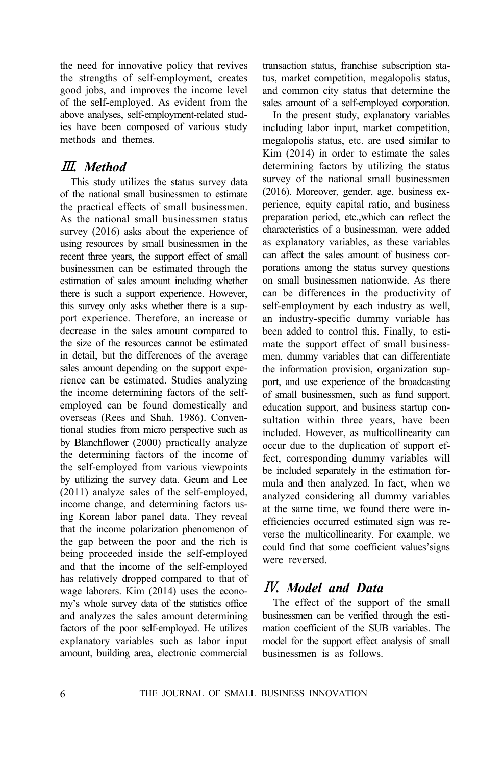the need for innovative policy that revives the strengths of self-employment, creates good jobs, and improves the income level of the self-employed. As evident from the above analyses, self-employment-related studies have been composed of various study methods and themes.

## Ⅲ. Method

This study utilizes the status survey data of the national small businessmen to estimate the practical effects of small businessmen. As the national small businessmen status survey (2016) asks about the experience of using resources by small businessmen in the recent three years, the support effect of small businessmen can be estimated through the estimation of sales amount including whether there is such a support experience. However, this survey only asks whether there is a support experience. Therefore, an increase or decrease in the sales amount compared to the size of the resources cannot be estimated in detail, but the differences of the average sales amount depending on the support experience can be estimated. Studies analyzing the income determining factors of the self-employed can be found domestically and overseas (Rees and Shah, 1986). Conventional studies from micro perspective such as by Blanchflower (2000) practically analyze the determining factors of the income of the self-employed from various viewpoints by utilizing the survey data. Geum and Lee (2011) analyze sales of the self-employed, income change, and determining factors using Korean labor panel data. They reveal that the income polarization phenomenon of the gap between the poor and the rich is being proceeded inside the self-employed and that the income of the self-employed has relatively dropped compared to that of wage laborers. Kim (2014) uses the economy's whole survey data of the statistics office and analyzes the sales amount determining factors of the poor self-employed. He utilizes explanatory variables such as labor input amount, building area, electronic commercial transaction status, franchise subscription status, market competition, megalopolis status, and common city status that determine the sales amount of a self-employed corporation.

In the present study, explanatory variables including labor input, market competition, megalopolis status, etc. are used similar to Kim (2014) in order to estimate the sales determining factors by utilizing the status survey of the national small businessmen (2016). Moreover, gender, age, business experience, equity capital ratio, and business preparation period, etc.,which can reflect the characteristics of a businessman, were added as explanatory variables, as these variables can affect the sales amount of business corporations among the status survey questions on small businessmen nationwide. As there can be differences in the productivity of self-employment by each industry as well, an industry-specific dummy variable has been added to control this. Finally, to estimate the support effect of small businessmen, dummy variables that can differentiate the information provision, organization support, and use experience of the broadcasting of small businessmen, such as fund support, education support, and business startup consultation within three years, have been included. However, as multicollinearity can occur due to the duplication of support effect, corresponding dummy variables will be included separately in the estimation formula and then analyzed. In fact, when we analyzed considering all dummy variables at the same time, we found there were inefficiencies occurred estimated sign was reverse the multicollinearity. For example, we could find that some coefficient values'signs were reversed.

## Ⅳ. Model and Data

The effect of the support of the small businessmen can be verified through the estimation coefficient of the SUB variables. The model for the support effect analysis of small businessmen is as follows.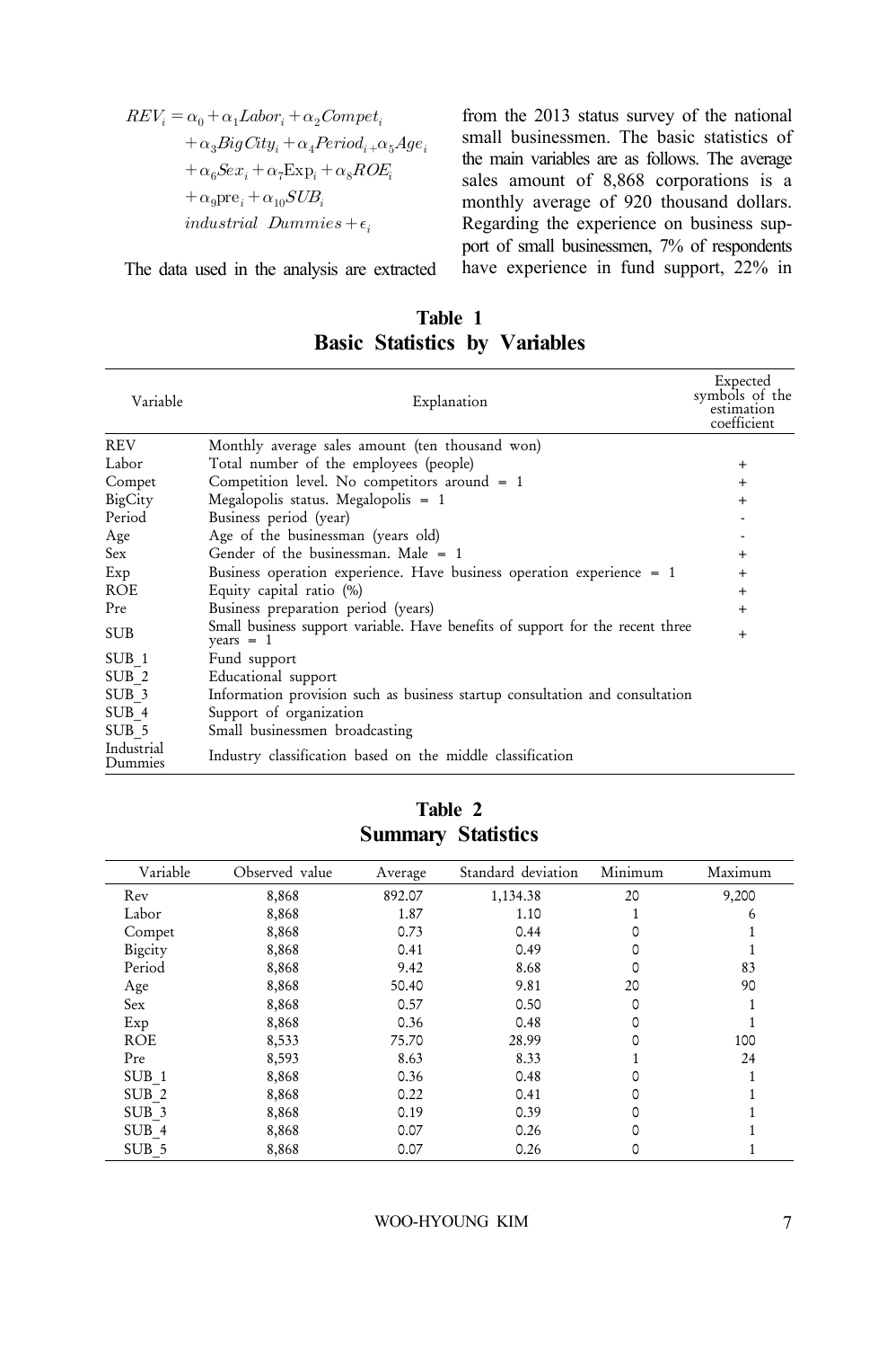$$
\begin{aligned}
REV_i = & \alpha_0 + \alpha_1 Labor_i + \alpha_2 Compet_i \\
& + \alpha_3 BigCity_i + \alpha_4 Period_i + \alpha_5 Age_i \\
& + \alpha_6 Sex_i + \alpha_7 \mathrm{Exp}_i + \alpha_8 ROE_i \\
& + \alpha_9 \mathrm{pre}_i + \alpha_{10} SUB_i \\
& industrial\ \ Dummies + \epsilon_i
\end{aligned}
$$

The data used in the analysis are extracted from the 2013 status survey of the national small businessmen. The basic statistics of the main variables are as follows. The average sales amount of 8,868 corporations is a monthly average of 920 thousand dollars. Regarding the experience on business support of small businessmen, 7% of respondents have experience in fund support, 22% in

**Table 1**
**Basic Statistics by Variables**

| Variable | Explanation | Expected symbols of the estimation coefficient |
|---|---|---|
| REV | Monthly average sales amount (ten thousand won) | |
| Labor | Total number of the employees (people) | + |
| Compet | Competition level. No competitors around = 1 | + |
| BigCity | Megalopolis status. Megalopolis = 1 | + |
| Period | Business period (year) | - |
| Age | Age of the businessman (years old) | - |
| Sex | Gender of the businessman. Male = 1 | + |
| Exp | Business operation experience. Have business operation experience = 1 | + |
| ROE | Equity capital ratio (%) | + |
| Pre | Business preparation period (years) | + |
| SUB | Small business support variable. Have benefits of support for the recent three years = 1 | + |
| SUB_1 | Fund support | |
| SUB_2 | Educational support | |
| SUB_3 | Information provision such as business startup consultation and consultation | |
| SUB_4 | Support of organization | |
| SUB_5 | Small businessmen broadcasting | |
| Industrial Dummies | Industry classification based on the middle classification | |

**Table 2**
**Summary Statistics**

| Variable | Observed value | Average | Standard deviation | Minimum | Maximum |
|---|---|---|---|---|---|
| Rev | 8,868 | 892.07 | 1,134.38 | 20 | 9,200 |
| Labor | 8,868 | 1.87 | 1.10 | 1 | 6 |
| Compet | 8,868 | 0.73 | 0.44 | 0 | 1 |
| Bigcity | 8,868 | 0.41 | 0.49 | 0 | 1 |
| Period | 8,868 | 9.42 | 8.68 | 0 | 83 |
| Age | 8,868 | 50.40 | 9.81 | 20 | 90 |
| Sex | 8,868 | 0.57 | 0.50 | 0 | 1 |
| Exp | 8,868 | 0.36 | 0.48 | 0 | 1 |
| ROE | 8,533 | 75.70 | 28.99 | 0 | 100 |
| Pre | 8,593 | 8.63 | 8.33 | 1 | 24 |
| SUB_1 | 8,868 | 0.36 | 0.48 | 0 | 1 |
| SUB_2 | 8,868 | 0.22 | 0.41 | 0 | 1 |
| SUB_3 | 8,868 | 0.19 | 0.39 | 0 | 1 |
| SUB_4 | 8,868 | 0.07 | 0.26 | 0 | 1 |
| SUB_5 | 8,868 | 0.07 | 0.26 | 0 | 1 |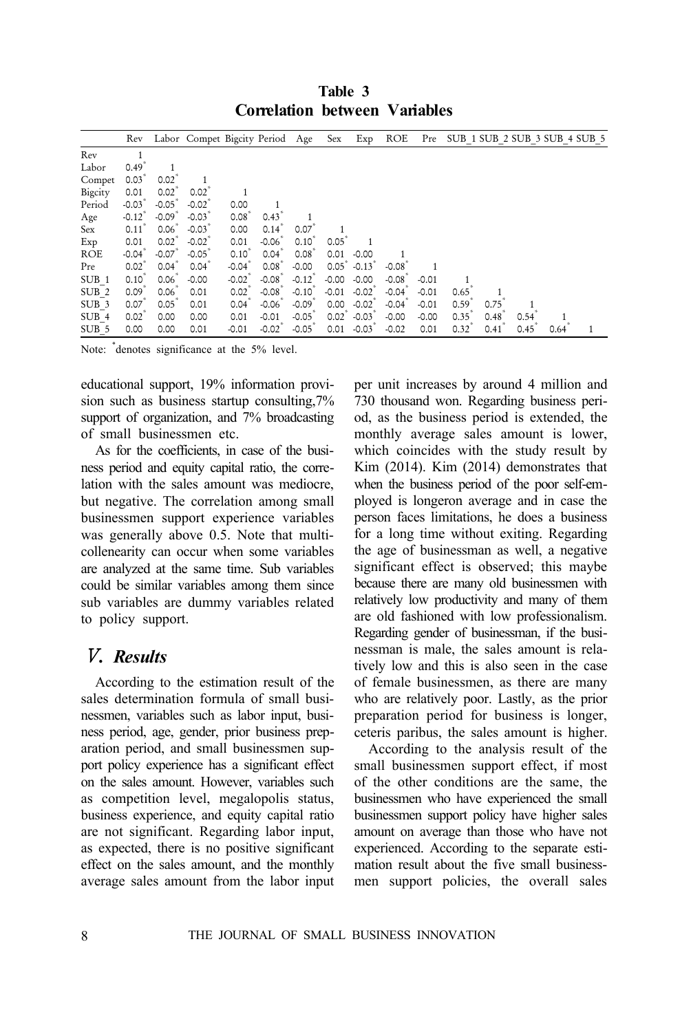**Table 3**
**Correlation between Variables**

| | Rev | Labor | Compet | Bigcity | Period | Age | Sex | Exp | ROE | Pre | SUB_1 | SUB_2 | SUB_3 | SUB_4 | SUB_5 |
|---|---|---|---|---|---|---|---|---|---|---|---|---|---|---|---|
| Rev | 1 | | | | | | | | | | | | | | |
| Labor | 0.49* | 1 | | | | | | | | | | | | | |
| Compet | 0.03* | 0.02* | 1 | | | | | | | | | | | | |
| Bigcity | 0.01 | 0.02* | 0.02* | 1 | | | | | | | | | | | |
| Period | -0.03* | -0.05* | -0.02* | 0.00 | 1 | | | | | | | | | | |
| Age | -0.12* | -0.09* | -0.03* | 0.08* | 0.43* | 1 | | | | | | | | | |
| Sex | 0.11* | 0.06* | -0.03* | 0.00 | 0.14* | 0.07* | 1 | | | | | | | | |
| Exp | 0.01 | 0.02* | -0.02* | 0.01 | -0.06* | 0.10* | 0.05* | 1 | | | | | | | |
| ROE | -0.04* | -0.07* | -0.05* | 0.10* | 0.04* | 0.08* | 0.01 | -0.00 | 1 | | | | | | |
| Pre | 0.02* | 0.04* | 0.04* | -0.04* | 0.08* | -0.00 | 0.05* | -0.13* | -0.08* | 1 | | | | | |
| SUB_1 | 0.10* | 0.06* | -0.00 | -0.02* | -0.08* | -0.12* | -0.00 | -0.00 | -0.08* | -0.01 | 1 | | | | |
| SUB_2 | 0.09* | 0.06* | 0.01 | 0.02* | -0.08* | -0.10* | -0.01 | -0.02* | -0.04* | -0.01 | 0.65* | 1 | | | |
| SUB_3 | 0.07* | 0.05* | 0.01 | 0.04* | -0.06* | -0.09* | 0.00 | -0.02* | -0.04* | -0.01 | 0.59* | 0.75* | 1 | | |
| SUB_4 | 0.02* | 0.00 | 0.00 | 0.01 | -0.01 | -0.05* | 0.02* | -0.03* | -0.00 | -0.00 | 0.35* | 0.48* | 0.54* | 1 | |
| SUB_5 | 0.00 | 0.00 | 0.01 | -0.01 | -0.02* | -0.05* | 0.01 | -0.03* | -0.02 | 0.01 | 0.32* | 0.41* | 0.45* | 0.64* | 1 |

Note: *denotes significance at the 5% level.

educational support, 19% information provision such as business startup consulting,7% support of organization, and 7% broadcasting of small businessmen etc.

As for the coefficients, in case of the business period and equity capital ratio, the correlation with the sales amount was mediocre, but negative. The correlation among small businessmen support experience variables was generally above 0.5. Note that multicollenearity can occur when some variables are analyzed at the same time. Sub variables could be similar variables among them since sub variables are dummy variables related to policy support.

## V. *Results*

According to the estimation result of the sales determination formula of small businessmen, variables such as labor input, business period, age, gender, prior business preparation period, and small businessmen support policy experience has a significant effect on the sales amount. However, variables such as competition level, megalopolis status, business experience, and equity capital ratio are not significant. Regarding labor input, as expected, there is no positive significant effect on the sales amount, and the monthly average sales amount from the labor input per unit increases by around 4 million and 730 thousand won. Regarding business period, as the business period is extended, the monthly average sales amount is lower, which coincides with the study result by Kim (2014). Kim (2014) demonstrates that when the business period of the poor self-employed is longeron average and in case the person faces limitations, he does a business for a long time without exiting. Regarding the age of businessman as well, a negative significant effect is observed; this maybe because there are many old businessmen with relatively low productivity and many of them are old fashioned with low professionalism. Regarding gender of businessman, if the businessman is male, the sales amount is relatively low and this is also seen in the case of female businessmen, as there are many who are relatively poor. Lastly, as the prior preparation period for business is longer, ceteris paribus, the sales amount is higher.

According to the analysis result of the small businessmen support effect, if most of the other conditions are the same, the businessmen who have experienced the small businessmen support policy have higher sales amount on average than those who have not experienced. According to the separate estimation result about the five small businessmen support policies, the overall sales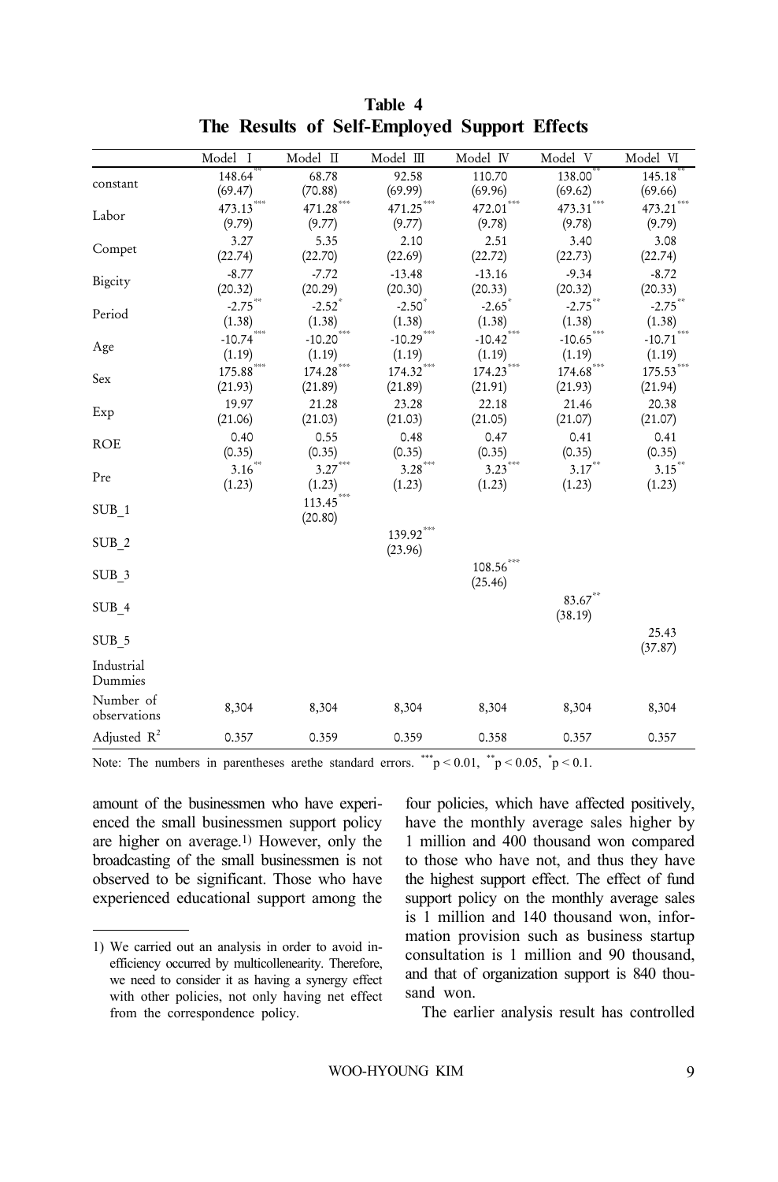**Table 4**
**The Results of Self-Employed Support Effects**

| | Model Ⅰ | Model Ⅱ | Model Ⅲ | Model Ⅳ | Model Ⅴ | Model Ⅵ |
|---|---|---|---|---|---|---|
| constant | $148.64^{**}$ (69.47) | 68.78 (70.88) | 92.58 (69.99) | 110.70 (69.96) | $138.00^{**}$ (69.62) | $145.18^{**}$ (69.66) |
| Labor | $473.13^{***}$ (9.79) | $471.28^{***}$ (9.77) | $471.25^{***}$ (9.77) | $472.01^{***}$ (9.78) | $473.31^{***}$ (9.78) | $473.21^{***}$ (9.79) |
| Compet | 3.27 (22.74) | 5.35 (22.70) | 2.10 (22.69) | 2.51 (22.72) | 3.40 (22.73) | 3.08 (22.74) |
| Bigcity | -8.77 (20.32) | -7.72 (20.29) | -13.48 (20.30) | -13.16 (20.33) | -9.34 (20.32) | -8.72 (20.33) |
| Period | $-2.75^{**}$ (1.38) | $-2.52^{*}$ (1.38) | $-2.50^{*}$ (1.38) | $-2.65^{*}$ (1.38) | $-2.75^{**}$ (1.38) | $-2.75^{**}$ (1.38) |
| Age | $-10.74^{***}$ (1.19) | $-10.20^{***}$ (1.19) | $-10.29^{***}$ (1.19) | $-10.42^{***}$ (1.19) | $-10.65^{***}$ (1.19) | $-10.71^{***}$ (1.19) |
| Sex | $175.88^{***}$ (21.93) | $174.28^{***}$ (21.89) | $174.32^{***}$ (21.89) | $174.23^{***}$ (21.91) | $174.68^{***}$ (21.93) | $175.53^{***}$ (21.94) |
| Exp | 19.97 (21.06) | 21.28 (21.03) | 23.28 (21.03) | 22.18 (21.05) | 21.46 (21.07) | 20.38 (21.07) |
| ROE | 0.40 (0.35) | 0.55 (0.35) | 0.48 (0.35) | 0.47 (0.35) | 0.41 (0.35) | 0.41 (0.35) |
| Pre | $3.16^{**}$ (1.23) | $3.27^{***}$ (1.23) | $3.28^{***}$ (1.23) | $3.23^{***}$ (1.23) | $3.17^{**}$ (1.23) | $3.15^{**}$ (1.23) |
| SUB_1 | | $113.45^{***}$ (20.80) | | | | |
| SUB_2 | | | $139.92^{***}$ (23.96) | | | |
| SUB_3 | | | | $108.56^{***}$ (25.46) | | |
| SUB_4 | | | | | $83.67^{**}$ (38.19) | |
| SUB_5 | | | | | | 25.43 (37.87) |
| Industrial Dummies | | | | | | |
| Number of observations | 8,304 | 8,304 | 8,304 | 8,304 | 8,304 | 8,304 |
| Adjusted $R^2$ | 0.357 | 0.359 | 0.359 | 0.358 | 0.357 | 0.357 |

Note: The numbers in parentheses arethe standard errors. $^{***}p < 0.01$, $^{**}p < 0.05$, $^{*}p < 0.1$.

amount of the businessmen who have experienced the small businessmen support policy are higher on average.[1] However, only the broadcasting of the small businessmen is not observed to be significant. Those who have experienced educational support among the four policies, which have affected positively, have the monthly average sales higher by 1 million and 400 thousand won compared to those who have not, and thus they have the highest support effect. The effect of fund support policy on the monthly average sales is 1 million and 140 thousand won, information provision such as business startup consultation is 1 million and 90 thousand, and that of organization support is 840 thousand won.

The earlier analysis result has controlled

---

1) We carried out an analysis in order to avoid inefficiency occurred by multicollenearity. Therefore, we need to consider it as having a synergy effect with other policies, not only having net effect from the correspondence policy.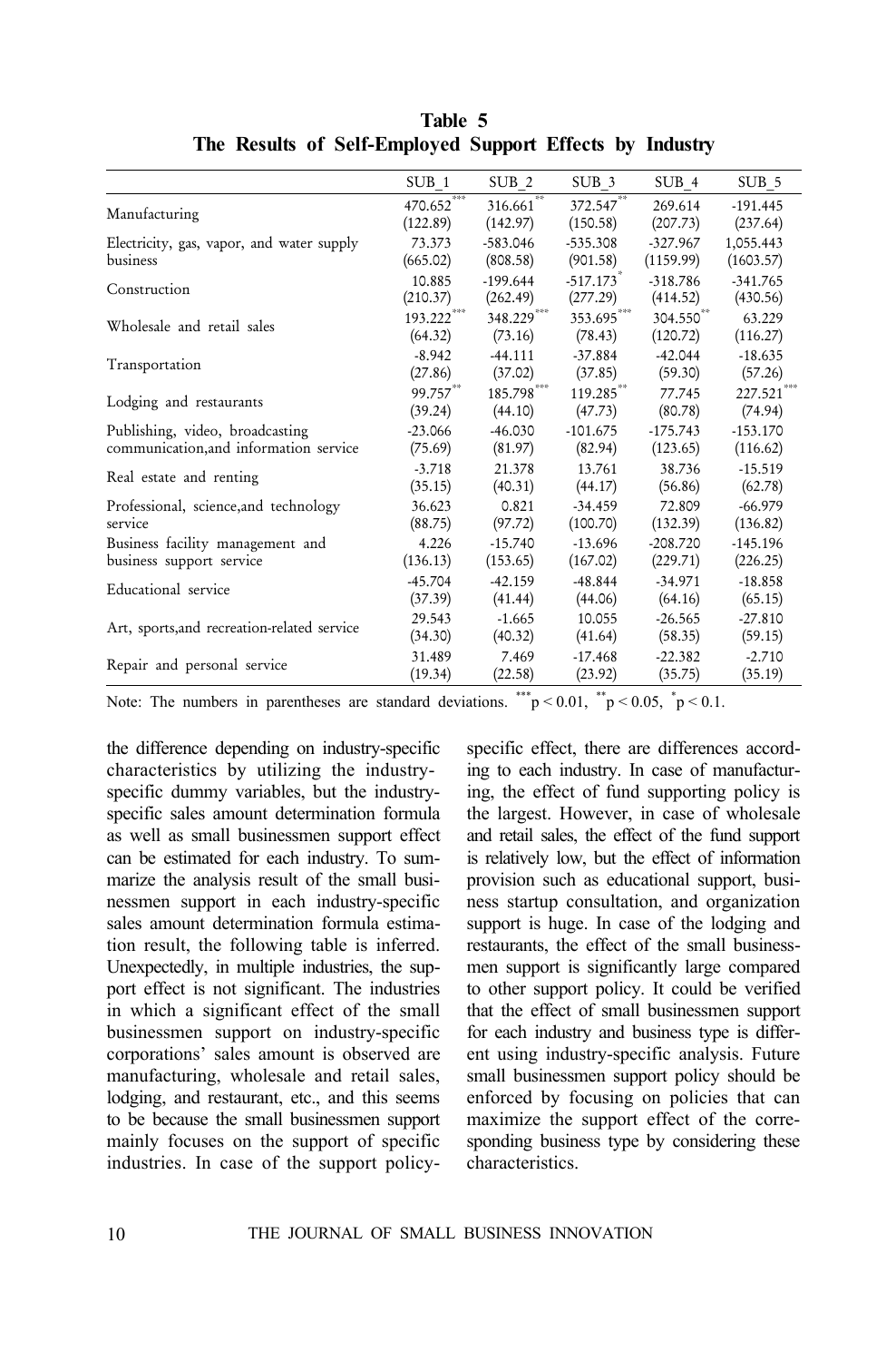**Table 5**
**The Results of Self-Employed Support Effects by Industry**

| | SUB_1 | SUB_2 | SUB_3 | SUB_4 | SUB_5 |
|---|---|---|---|---|---|
| Manufacturing | 470.652*** | 316.661** | 372.547** | 269.614 | -191.445 |
| | (122.89) | (142.97) | (150.58) | (207.73) | (237.64) |
| Electricity, gas, vapor, and water supply business | 73.373 | -583.046 | -535.308 | -327.967 | 1,055.443 |
| | (665.02) | (808.58) | (901.58) | (1159.99) | (1603.57) |
| Construction | 10.885 | -199.644 | -517.173* | -318.786 | -341.765 |
| | (210.37) | (262.49) | (277.29) | (414.52) | (430.56) |
| Wholesale and retail sales | 193.222*** | 348.229*** | 353.695*** | 304.550** | 63.229 |
| | (64.32) | (73.16) | (78.43) | (120.72) | (116.27) |
| Transportation | -8.942 | -44.111 | -37.884 | -42.044 | -18.635 |
| | (27.86) | (37.02) | (37.85) | (59.30) | (57.26) |
| Lodging and restaurants | 99.757** | 185.798*** | 119.285** | 77.745 | 227.521*** |
| | (39.24) | (44.10) | (47.73) | (80.78) | (74.94) |
| Publishing, video, broadcasting communication,and information service | -23.066 | -46.030 | -101.675 | -175.743 | -153.170 |
| | (75.69) | (81.97) | (82.94) | (123.65) | (116.62) |
| Real estate and renting | -3.718 | 21.378 | 13.761 | 38.736 | -15.519 |
| | (35.15) | (40.31) | (44.17) | (56.86) | (62.78) |
| Professional, science,and technology service | 36.623 | 0.821 | -34.459 | 72.809 | -66.979 |
| | (88.75) | (97.72) | (100.70) | (132.39) | (136.82) |
| Business facility management and business support service | 4.226 | -15.740 | -13.696 | -208.720 | -145.196 |
| | (136.13) | (153.65) | (167.02) | (229.71) | (226.25) |
| Educational service | -45.704 | -42.159 | -48.844 | -34.971 | -18.858 |
| | (37.39) | (41.44) | (44.06) | (64.16) | (65.15) |
| Art, sports,and recreation-related service | 29.543 | -1.665 | 10.055 | -26.565 | -27.810 |
| | (34.30) | (40.32) | (41.64) | (58.35) | (59.15) |
| Repair and personal service | 31.489 | 7.469 | -17.468 | -22.382 | -2.710 |
| | (19.34) | (22.58) | (23.92) | (35.75) | (35.19) |

Note: The numbers in parentheses are standard deviations. ***$p < 0.01$, **$p < 0.05$, *$p < 0.1$.

the difference depending on industry-specific characteristics by utilizing the industry-specific dummy variables, but the industry-specific sales amount determination formula as well as small businessmen support effect can be estimated for each industry. To summarize the analysis result of the small businessmen support in each industry-specific sales amount determination formula estimation result, the following table is inferred. Unexpectedly, in multiple industries, the support effect is not significant. The industries in which a significant effect of the small businessmen support on industry-specific corporations' sales amount is observed are manufacturing, wholesale and retail sales, lodging, and restaurant, etc., and this seems to be because the small businessmen support mainly focuses on the support of specific industries. In case of the support policy-specific effect, there are differences according to each industry. In case of manufacturing, the effect of fund supporting policy is the largest. However, in case of wholesale and retail sales, the effect of the fund support is relatively low, but the effect of information provision such as educational support, business startup consultation, and organization support is huge. In case of the lodging and restaurants, the effect of the small businessmen support is significantly large compared to other support policy. It could be verified that the effect of small businessmen support for each industry and business type is different using industry-specific analysis. Future small businessmen support policy should be enforced by focusing on policies that can maximize the support effect of the corresponding business type by considering these characteristics.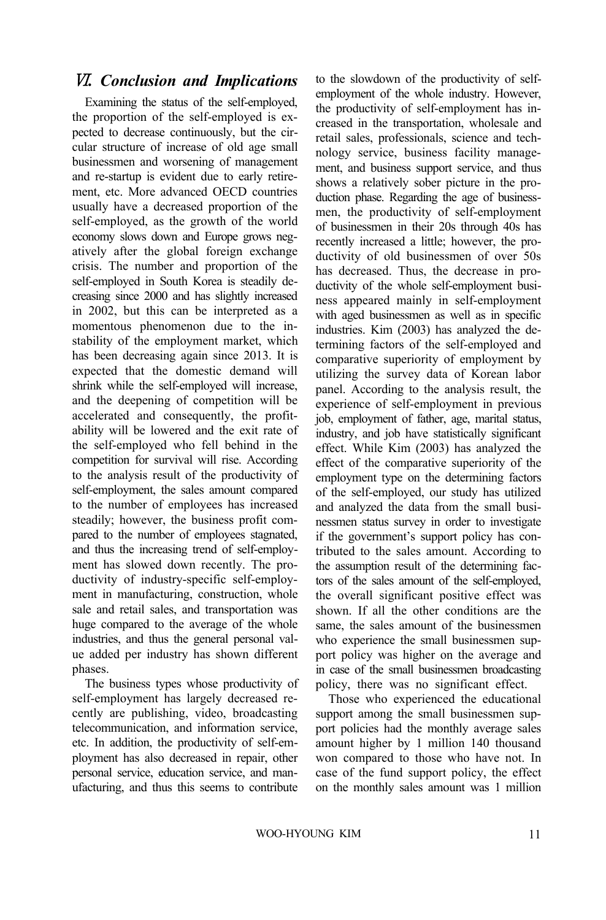## Ⅵ. *Conclusion and Implications*

Examining the status of the self-employed, the proportion of the self-employed is expected to decrease continuously, but the circular structure of increase of old age small businessmen and worsening of management and re-startup is evident due to early retirement, etc. More advanced OECD countries usually have a decreased proportion of the self-employed, as the growth of the world economy slows down and Europe grows negatively after the global foreign exchange crisis. The number and proportion of the self-employed in South Korea is steadily decreasing since 2000 and has slightly increased in 2002, but this can be interpreted as a momentous phenomenon due to the instability of the employment market, which has been decreasing again since 2013. It is expected that the domestic demand will shrink while the self-employed will increase, and the deepening of competition will be accelerated and consequently, the profitability will be lowered and the exit rate of the self-employed who fell behind in the competition for survival will rise. According to the analysis result of the productivity of self-employment, the sales amount compared to the number of employees has increased steadily; however, the business profit compared to the number of employees stagnated, and thus the increasing trend of self-employment has slowed down recently. The productivity of industry-specific self-employment in manufacturing, construction, whole sale and retail sales, and transportation was huge compared to the average of the whole industries, and thus the general personal value added per industry has shown different phases.

The business types whose productivity of self-employment has largely decreased recently are publishing, video, broadcasting telecommunication, and information service, etc. In addition, the productivity of self-employment has also decreased in repair, other personal service, education service, and manufacturing, and thus this seems to contribute to the slowdown of the productivity of self-employment of the whole industry. However, the productivity of self-employment has increased in the transportation, wholesale and retail sales, professionals, science and technology service, business facility management, and business support service, and thus shows a relatively sober picture in the production phase. Regarding the age of businessmen, the productivity of self-employment of businessmen in their 20s through 40s has recently increased a little; however, the productivity of old businessmen of over 50s has decreased. Thus, the decrease in productivity of the whole self-employment business appeared mainly in self-employment with aged businessmen as well as in specific industries. Kim (2003) has analyzed the determining factors of the self-employed and comparative superiority of employment by utilizing the survey data of Korean labor panel. According to the analysis result, the experience of self-employment in previous job, employment of father, age, marital status, industry, and job have statistically significant effect. While Kim (2003) has analyzed the effect of the comparative superiority of the employment type on the determining factors of the self-employed, our study has utilized and analyzed the data from the small businessmen status survey in order to investigate if the government's support policy has contributed to the sales amount. According to the assumption result of the determining factors of the sales amount of the self-employed, the overall significant positive effect was shown. If all the other conditions are the same, the sales amount of the businessmen who experience the small businessmen support policy was higher on the average and in case of the small businessmen broadcasting policy, there was no significant effect.

Those who experienced the educational support among the small businessmen support policies had the monthly average sales amount higher by 1 million 140 thousand won compared to those who have not. In case of the fund support policy, the effect on the monthly sales amount was 1 million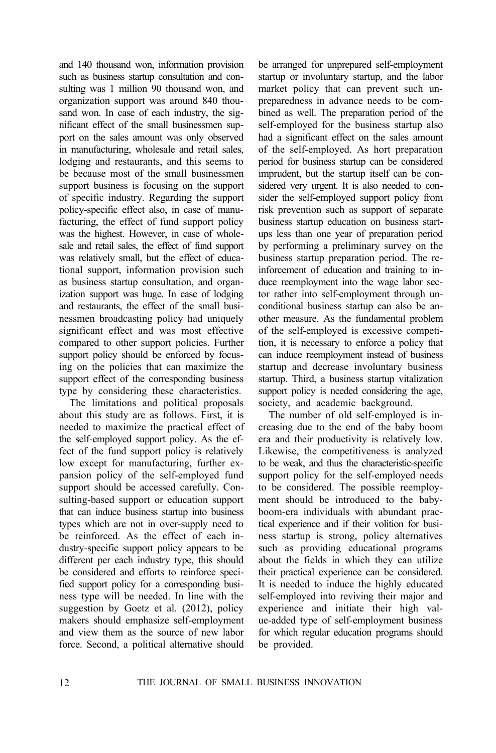and 140 thousand won, information provision such as business startup consultation and consulting was 1 million 90 thousand won, and organization support was around 840 thousand won. In case of each industry, the significant effect of the small businessmen support on the sales amount was only observed in manufacturing, wholesale and retail sales, lodging and restaurants, and this seems to be because most of the small businessmen support business is focusing on the support of specific industry. Regarding the support policy-specific effect also, in case of manufacturing, the effect of fund support policy was the highest. However, in case of wholesale and retail sales, the effect of fund support was relatively small, but the effect of educational support, information provision such as business startup consultation, and organization support was huge. In case of lodging and restaurants, the effect of the small businessmen broadcasting policy had uniquely significant effect and was most effective compared to other support policies. Further support policy should be enforced by focusing on the policies that can maximize the support effect of the corresponding business type by considering these characteristics.

The limitations and political proposals about this study are as follows. First, it is needed to maximize the practical effect of the self-employed support policy. As the effect of the fund support policy is relatively low except for manufacturing, further expansion policy of the self-employed fund support should be accessed carefully. Consulting-based support or education support that can induce business startup into business types which are not in over-supply need to be reinforced. As the effect of each industry-specific support policy appears to be different per each industry type, this should be considered and efforts to reinforce specified support policy for a corresponding business type will be needed. In line with the suggestion by Goetz et al. (2012), policy makers should emphasize self-employment and view them as the source of new labor force. Second, a political alternative should be arranged for unprepared self-employment startup or involuntary startup, and the labor market policy that can prevent such unpreparedness in advance needs to be combined as well. The preparation period of the self-employed for the business startup also had a significant effect on the sales amount of the self-employed. As hort preparation period for business startup can be considered imprudent, but the startup itself can be considered very urgent. It is also needed to consider the self-employed support policy from risk prevention such as support of separate business startup education on business startups less than one year of preparation period by performing a preliminary survey on the business startup preparation period. The reinforcement of education and training to induce reemployment into the wage labor sector rather into self-employment through unconditional business startup can also be another measure. As the fundamental problem of the self-employed is excessive competition, it is necessary to enforce a policy that can induce reemployment instead of business startup and decrease involuntary business startup. Third, a business startup vitalization support policy is needed considering the age, society, and academic background.

The number of old self-employed is increasing due to the end of the baby boom era and their productivity is relatively low. Likewise, the competitiveness is analyzed to be weak, and thus the characteristic-specific support policy for the self-employed needs to be considered. The possible reemployment should be introduced to the baby-boom-era individuals with abundant practical experience and if their volition for business startup is strong, policy alternatives such as providing educational programs about the fields in which they can utilize their practical experience can be considered. It is needed to induce the highly educated self-employed into reviving their major and experience and initiate their high value-added type of self-employment business for which regular education programs should be provided.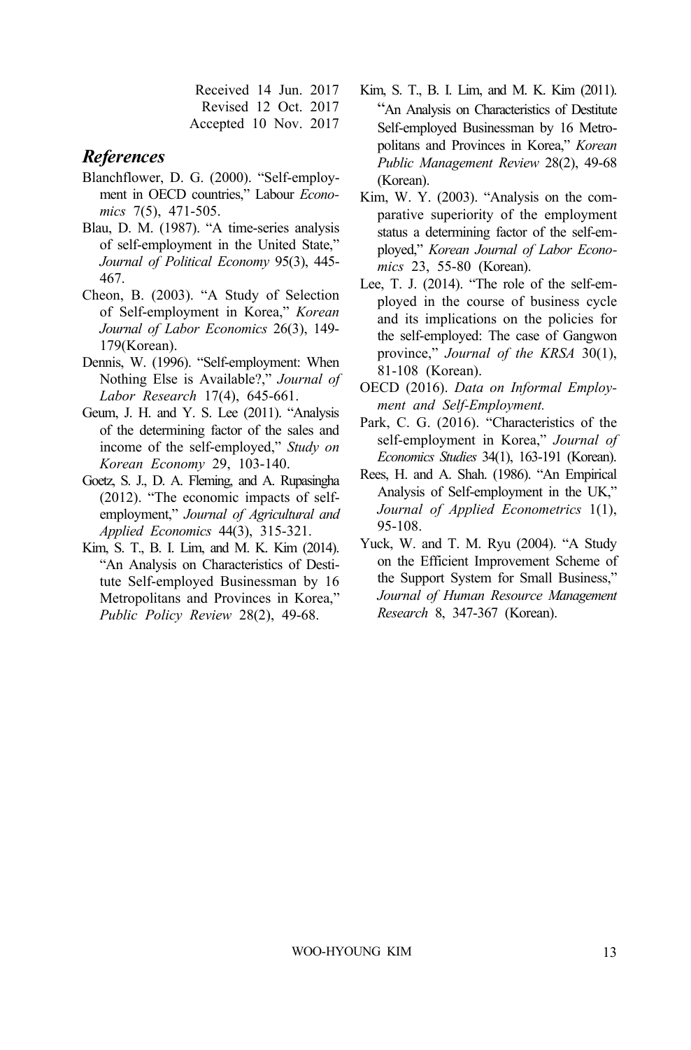Received 14 Jun. 2017
Revised 12 Oct. 2017
Accepted 10 Nov. 2017

## *References*

Blanchflower, D. G. (2000). "Self-employment in OECD countries," Labour *Economics* 7(5), 471-505.

Blau, D. M. (1987). "A time-series analysis of self-employment in the United State," *Journal of Political Economy* 95(3), 445-467.

Cheon, B. (2003). "A Study of Selection of Self-employment in Korea," *Korean Journal of Labor Economics* 26(3), 149-179(Korean).

Dennis, W. (1996). "Self-employment: When Nothing Else is Available?," *Journal of Labor Research* 17(4), 645-661.

Geum, J. H. and Y. S. Lee (2011). "Analysis of the determining factor of the sales and income of the self-employed," *Study on Korean Economy* 29, 103-140.

Goetz, S. J., D. A. Fleming, and A. Rupasingha (2012). "The economic impacts of self-employment," *Journal of Agricultural and Applied Economics* 44(3), 315-321.

Kim, S. T., B. I. Lim, and M. K. Kim (2014). "An Analysis on Characteristics of Destitute Self-employed Businessman by 16 Metropolitans and Provinces in Korea," *Public Policy Review* 28(2), 49-68.

Kim, S. T., B. I. Lim, and M. K. Kim (2011). "An Analysis on Characteristics of Destitute Self-employed Businessman by 16 Metropolitans and Provinces in Korea," *Korean Public Management Review* 28(2), 49-68 (Korean).

Kim, W. Y. (2003). "Analysis on the comparative superiority of the employment status a determining factor of the self-employed," *Korean Journal of Labor Economics* 23, 55-80 (Korean).

Lee, T. J. (2014). "The role of the self-employed in the course of business cycle and its implications on the policies for the self-employed: The case of Gangwon province," *Journal of the KRSA* 30(1), 81-108 (Korean).

OECD (2016). *Data on Informal Employment and Self-Employment.*

Park, C. G. (2016). "Characteristics of the self-employment in Korea," *Journal of Economics Studies* 34(1), 163-191 (Korean).

Rees, H. and A. Shah. (1986). "An Empirical Analysis of Self-employment in the UK," *Journal of Applied Econometrics* 1(1), 95-108.

Yuck, W. and T. M. Ryu (2004). "A Study on the Efficient Improvement Scheme of the Support System for Small Business," *Journal of Human Resource Management Research* 8, 347-367 (Korean).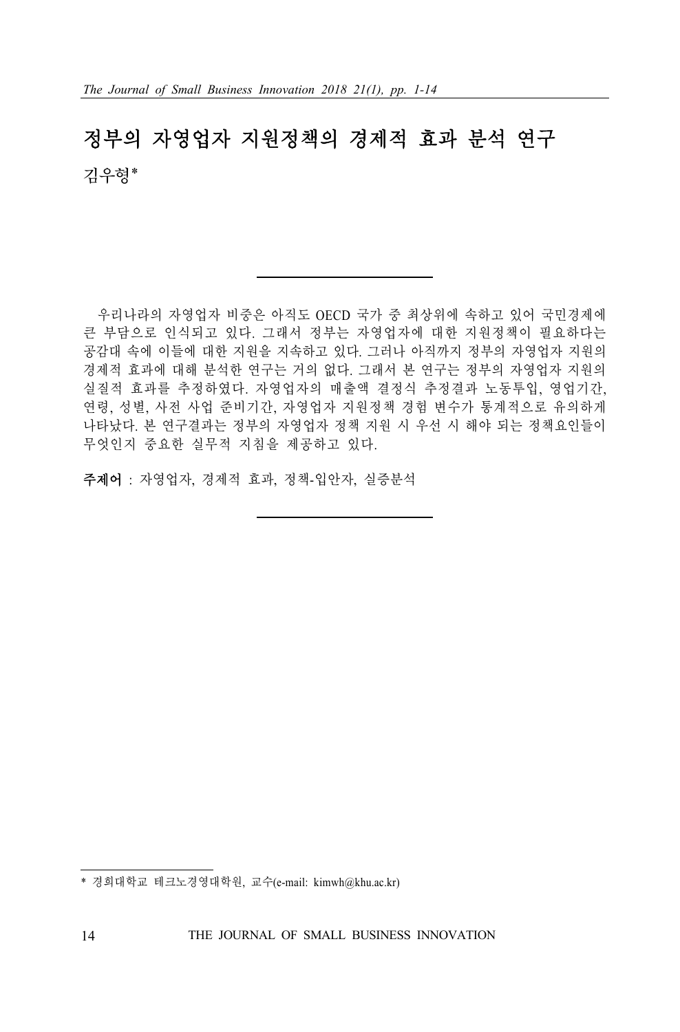# 정부의 자영업자 지원정책의 경제적 효과 분석 연구

김우형*

우리나라의 자영업자 비중은 아직도 OECD 국가 중 최상위에 속하고 있어 국민경제에 큰 부담으로 인식되고 있다. 그래서 정부는 자영업자에 대한 지원정책이 필요하다는 공감대 속에 이들에 대한 지원을 지속하고 있다. 그러나 아직까지 정부의 자영업자 지원의 경제적 효과에 대해 분석한 연구는 거의 없다. 그래서 본 연구는 정부의 자영업자 지원의 실질적 효과를 추정하였다. 자영업자의 매출액 결정식 추정결과 노동투입, 영업기간, 연령, 성별, 사전 사업 준비기간, 자영업자 지원정책 경험 변수가 통계적으로 유의하게 나타났다. 본 연구결과는 정부의 자영업자 정책 지원 시 우선 시 해야 되는 정책요인들이 무엇인지 중요한 실무적 지침을 제공하고 있다.

**주제어** : 자영업자, 경제적 효과, 정책-입안자, 실증분석

---

* 경희대학교 테크노경영대학원, 교수(e-mail: kimwh@khu.ac.kr)